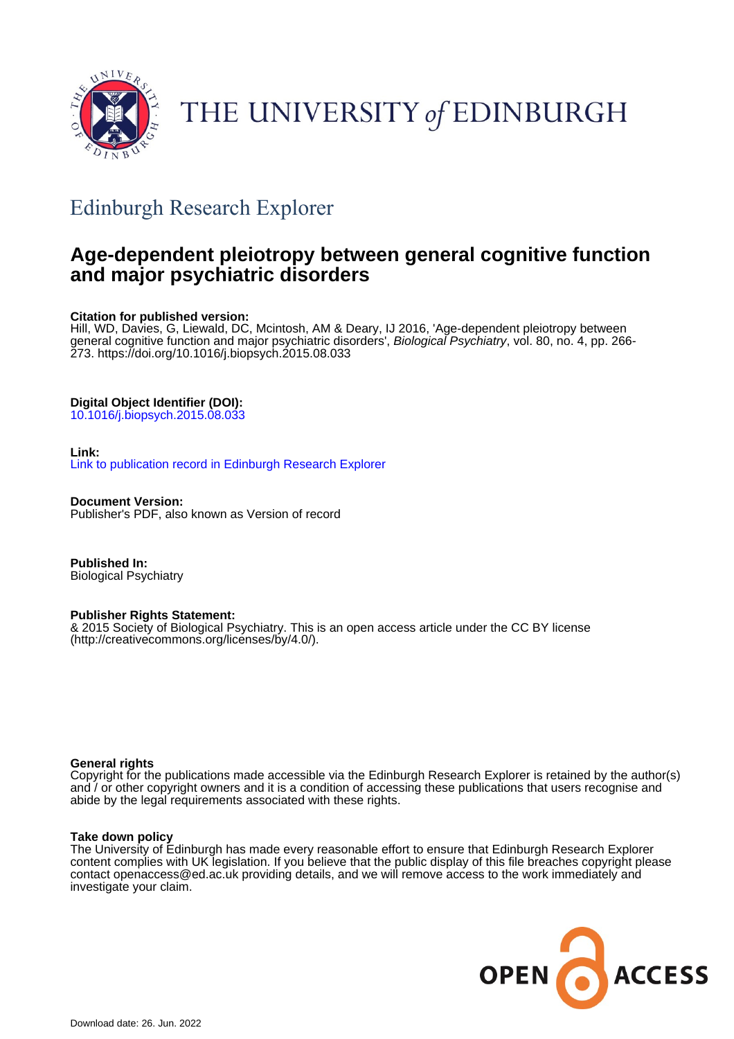THE UNIVERSITY *of* EDINBURGH

## Edinburgh Research Explorer

# Age-dependent pleiotropy between general cognitive function and major psychiatric disorders

**Citation for published version:**
Hill, WD, Davies, G, Liewald, DC, Mcintosh, AM & Deary, IJ 2016, 'Age-dependent pleiotropy between general cognitive function and major psychiatric disorders', *Biological Psychiatry*, vol. 80, no. 4, pp. 266-273. https://doi.org/10.1016/j.biopsych.2015.08.033

**Digital Object Identifier (DOI):**
10.1016/j.biopsych.2015.08.033

**Link:**
Link to publication record in Edinburgh Research Explorer

**Document Version:**
Publisher's PDF, also known as Version of record

**Published In:**
Biological Psychiatry

**Publisher Rights Statement:**
& 2015 Society of Biological Psychiatry. This is an open access article under the CC BY license (http://creativecommons.org/licenses/by/4.0/).

**General rights**
Copyright for the publications made accessible via the Edinburgh Research Explorer is retained by the author(s) and / or other copyright owners and it is a condition of accessing these publications that users recognise and abide by the legal requirements associated with these rights.

**Take down policy**
The University of Edinburgh has made every reasonable effort to ensure that Edinburgh Research Explorer content complies with UK legislation. If you believe that the public display of this file breaches copyright please contact openaccess@ed.ac.uk providing details, and we will remove access to the work immediately and investigate your claim.

OPEN ACCESS

Download date: 26. Jun. 2022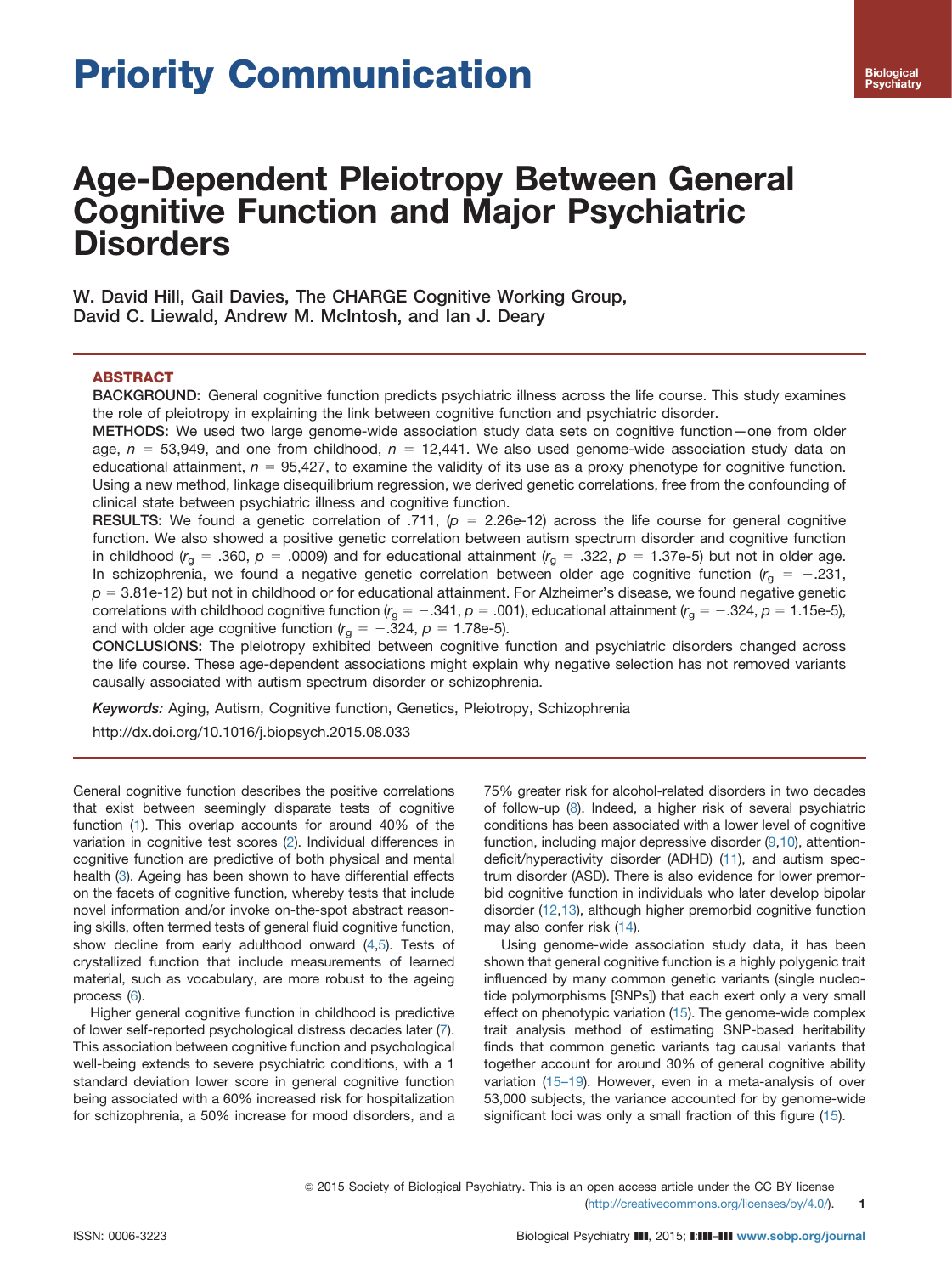# Age-Dependent Pleiotropy Between General Cognitive Function and Major Psychiatric Disorders

W. David Hill, Gail Davies, The CHARGE Cognitive Working Group, David C. Liewald, Andrew M. McIntosh, and Ian J. Deary

## ABSTRACT

**BACKGROUND:** General cognitive function predicts psychiatric illness across the life course. This study examines the role of pleiotropy in explaining the link between cognitive function and psychiatric disorder.

**METHODS:** We used two large genome-wide association study data sets on cognitive function—one from older age, $n = 53{,}949$, and one from childhood, $n = 12{,}441$. We also used genome-wide association study data on educational attainment, $n = 95{,}427$, to examine the validity of its use as a proxy phenotype for cognitive function. Using a new method, linkage disequilibrium regression, we derived genetic correlations, free from the confounding of clinical state between psychiatric illness and cognitive function.

**RESULTS:** We found a genetic correlation of .711, ($p = 2.26\text{e-}12$) across the life course for general cognitive function. We also showed a positive genetic correlation between autism spectrum disorder and cognitive function in childhood ($r_g = .360$, $p = .0009$) and for educational attainment ($r_g = .322$, $p = 1.37\text{e-}5$) but not in older age. In schizophrenia, we found a negative genetic correlation between older age cognitive function ($r_g = -.231$, $p = 3.81\text{e-}12$) but not in childhood or for educational attainment. For Alzheimer's disease, we found negative genetic correlations with childhood cognitive function ($r_g = -.341$, $p = .001$), educational attainment ($r_g = -.324$, $p = 1.15\text{e-}5$), and with older age cognitive function ($r_g = -.324$, $p = 1.78\text{e-}5$).

**CONCLUSIONS:** The pleiotropy exhibited between cognitive function and psychiatric disorders changed across the life course. These age-dependent associations might explain why negative selection has not removed variants causally associated with autism spectrum disorder or schizophrenia.

*Keywords:* Aging, Autism, Cognitive function, Genetics, Pleiotropy, Schizophrenia

http://dx.doi.org/10.1016/j.biopsych.2015.08.033

General cognitive function describes the positive correlations that exist between seemingly disparate tests of cognitive function (1). This overlap accounts for around 40% of the variation in cognitive test scores (2). Individual differences in cognitive function are predictive of both physical and mental health (3). Ageing has been shown to have differential effects on the facets of cognitive function, whereby tests that include novel information and/or invoke on-the-spot abstract reasoning skills, often termed tests of general fluid cognitive function, show decline from early adulthood onward (4,5). Tests of crystallized function that include measurements of learned material, such as vocabulary, are more robust to the ageing process (6).

Higher general cognitive function in childhood is predictive of lower self-reported psychological distress decades later (7). This association between cognitive function and psychological well-being extends to severe psychiatric conditions, with a 1 standard deviation lower score in general cognitive function being associated with a 60% increased risk for hospitalization for schizophrenia, a 50% increase for mood disorders, and a 75% greater risk for alcohol-related disorders in two decades of follow-up (8). Indeed, a higher risk of several psychiatric conditions has been associated with a lower level of cognitive function, including major depressive disorder (9,10), attention-deficit/hyperactivity disorder (ADHD) (11), and autism spectrum disorder (ASD). There is also evidence for lower premorbid cognitive function in individuals who later develop bipolar disorder (12,13), although higher premorbid cognitive function may also confer risk (14).

Using genome-wide association study data, it has been shown that general cognitive function is a highly polygenic trait influenced by many common genetic variants (single nucleotide polymorphisms [SNPs]) that each exert only a very small effect on phenotypic variation (15). The genome-wide complex trait analysis method of estimating SNP-based heritability finds that common genetic variants tag causal variants that together account for around 30% of general cognitive ability variation (15–19). However, even in a meta-analysis of over 53,000 subjects, the variance accounted for by genome-wide significant loci was only a small fraction of this figure (15).

© 2015 Society of Biological Psychiatry. This is an open access article under the CC BY license (http://creativecommons.org/licenses/by/4.0/).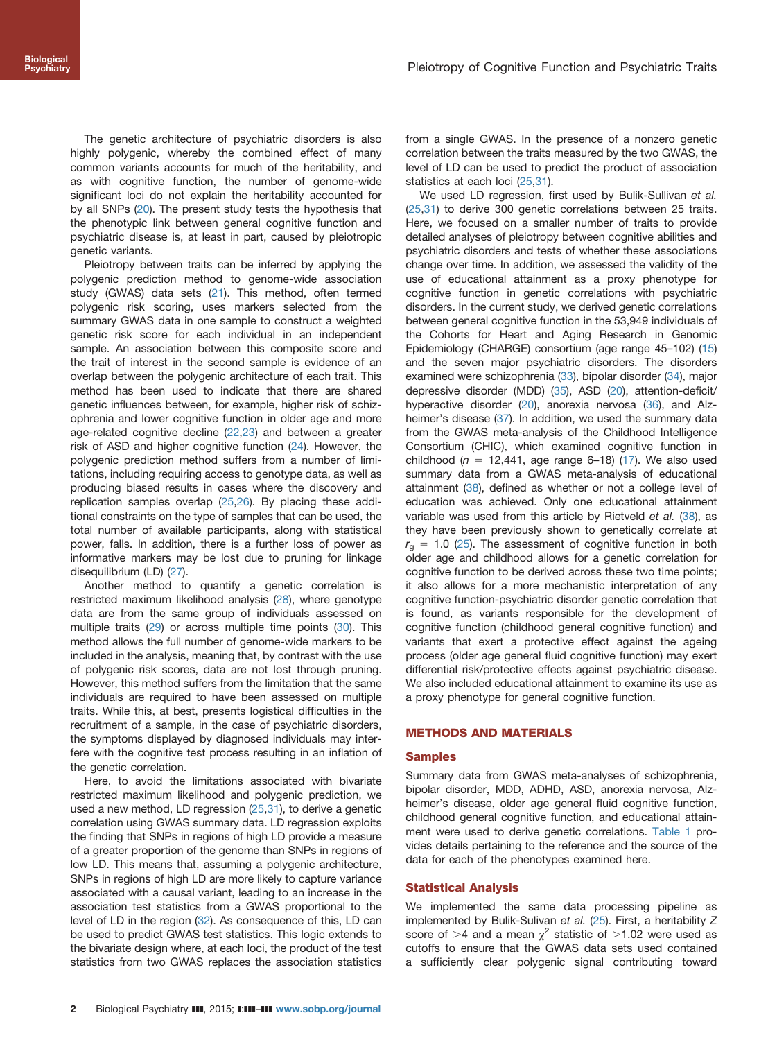The genetic architecture of psychiatric disorders is also highly polygenic, whereby the combined effect of many common variants accounts for much of the heritability, and as with cognitive function, the number of genome-wide significant loci do not explain the heritability accounted for by all SNPs (20). The present study tests the hypothesis that the phenotypic link between general cognitive function and psychiatric disease is, at least in part, caused by pleiotropic genetic variants.

Pleiotropy between traits can be inferred by applying the polygenic prediction method to genome-wide association study (GWAS) data sets (21). This method, often termed polygenic risk scoring, uses markers selected from the summary GWAS data in one sample to construct a weighted genetic risk score for each individual in an independent sample. An association between this composite score and the trait of interest in the second sample is evidence of an overlap between the polygenic architecture of each trait. This method has been used to indicate that there are shared genetic influences between, for example, higher risk of schizophrenia and lower cognitive function in older age and more age-related cognitive decline (22,23) and between a greater risk of ASD and higher cognitive function (24). However, the polygenic prediction method suffers from a number of limitations, including requiring access to genotype data, as well as producing biased results in cases where the discovery and replication samples overlap (25,26). By placing these additional constraints on the type of samples that can be used, the total number of available participants, along with statistical power, falls. In addition, there is a further loss of power as informative markers may be lost due to pruning for linkage disequilibrium (LD) (27).

Another method to quantify a genetic correlation is restricted maximum likelihood analysis (28), where genotype data are from the same group of individuals assessed on multiple traits (29) or across multiple time points (30). This method allows the full number of genome-wide markers to be included in the analysis, meaning that, by contrast with the use of polygenic risk scores, data are not lost through pruning. However, this method suffers from the limitation that the same individuals are required to have been assessed on multiple traits. While this, at best, presents logistical difficulties in the recruitment of a sample, in the case of psychiatric disorders, the symptoms displayed by diagnosed individuals may interfere with the cognitive test process resulting in an inflation of the genetic correlation.

Here, to avoid the limitations associated with bivariate restricted maximum likelihood and polygenic prediction, we used a new method, LD regression (25,31), to derive a genetic correlation using GWAS summary data. LD regression exploits the finding that SNPs in regions of high LD provide a measure of a greater proportion of the genome than SNPs in regions of low LD. This means that, assuming a polygenic architecture, SNPs in regions of high LD are more likely to capture variance associated with a causal variant, leading to an increase in the association test statistics from a GWAS proportional to the level of LD in the region (32). As consequence of this, LD can be used to predict GWAS test statistics. This logic extends to the bivariate design where, at each loci, the product of the test statistics from two GWAS replaces the association statistics from a single GWAS. In the presence of a nonzero genetic correlation between the traits measured by the two GWAS, the level of LD can be used to predict the product of association statistics at each loci (25,31).

We used LD regression, first used by Bulik-Sullivan *et al.* (25,31) to derive 300 genetic correlations between 25 traits. Here, we focused on a smaller number of traits to provide detailed analyses of pleiotropy between cognitive abilities and psychiatric disorders and tests of whether these associations change over time. In addition, we assessed the validity of the use of educational attainment as a proxy phenotype for cognitive function in genetic correlations with psychiatric disorders. In the current study, we derived genetic correlations between general cognitive function in the 53,949 individuals of the Cohorts for Heart and Aging Research in Genomic Epidemiology (CHARGE) consortium (age range 45–102) (15) and the seven major psychiatric disorders. The disorders examined were schizophrenia (33), bipolar disorder (34), major depressive disorder (MDD) (35), ASD (20), attention-deficit/hyperactive disorder (20), anorexia nervosa (36), and Alzheimer's disease (37). In addition, we used the summary data from the GWAS meta-analysis of the Childhood Intelligence Consortium (CHIC), which examined cognitive function in childhood ($n$ = 12,441, age range 6–18) (17). We also used summary data from a GWAS meta-analysis of educational attainment (38), defined as whether or not a college level of education was achieved. Only one educational attainment variable was used from this article by Rietveld *et al.* (38), as they have been previously shown to genetically correlate at $r_g$ = 1.0 (25). The assessment of cognitive function in both older age and childhood allows for a genetic correlation for cognitive function to be derived across these two time points; it also allows for a more mechanistic interpretation of any cognitive function-psychiatric disorder genetic correlation that is found, as variants responsible for the development of cognitive function (childhood general cognitive function) and variants that exert a protective effect against the ageing process (older age general fluid cognitive function) may exert differential risk/protective effects against psychiatric disease. We also included educational attainment to examine its use as a proxy phenotype for general cognitive function.

## METHODS AND MATERIALS

### Samples

Summary data from GWAS meta-analyses of schizophrenia, bipolar disorder, MDD, ADHD, ASD, anorexia nervosa, Alzheimer's disease, older age general fluid cognitive function, childhood general cognitive function, and educational attainment were used to derive genetic correlations. Table 1 provides details pertaining to the reference and the source of the data for each of the phenotypes examined here.

### Statistical Analysis

We implemented the same data processing pipeline as implemented by Bulik-Sulivan *et al.* (25). First, a heritability $Z$ score of >4 and a mean $\chi^2$ statistic of >1.02 were used as cutoffs to ensure that the GWAS data sets used contained a sufficiently clear polygenic signal contributing toward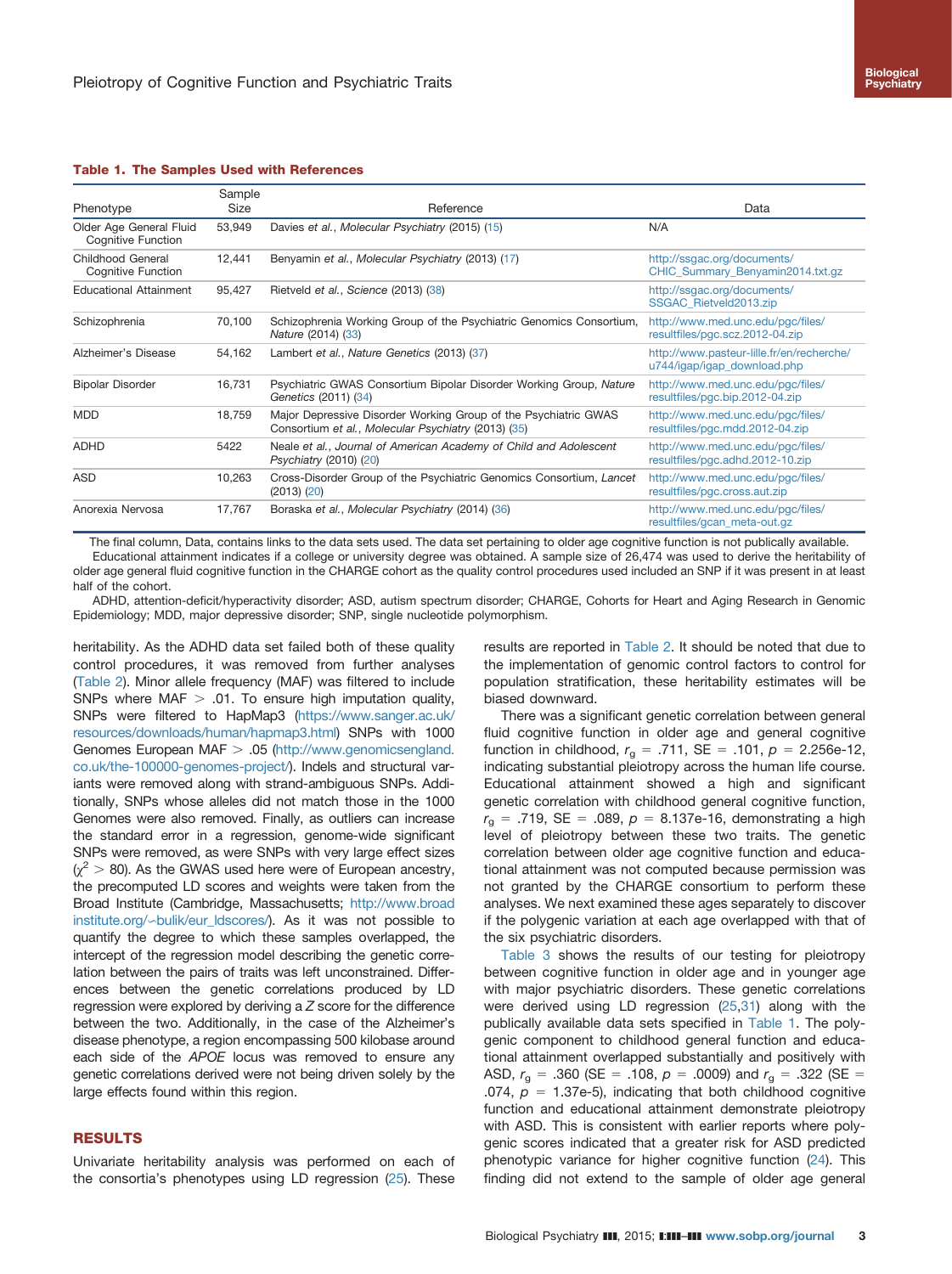**Table 1. The Samples Used with References**

| Phenotype | Sample Size | Reference | Data |
|---|---|---|---|
| Older Age General Fluid Cognitive Function | 53,949 | Davies *et al.*, *Molecular Psychiatry* (2015) (15) | N/A |
| Childhood General Cognitive Function | 12,441 | Benyamin *et al.*, *Molecular Psychiatry* (2013) (17) | http://ssgac.org/documents/CHIC_Summary_Benyamin2014.txt.gz |
| Educational Attainment | 95,427 | Rietveld *et al.*, *Science* (2013) (38) | http://ssgac.org/documents/SSGAC_Rietveld2013.zip |
| Schizophrenia | 70,100 | Schizophrenia Working Group of the Psychiatric Genomics Consortium, *Nature* (2014) (33) | http://www.med.unc.edu/pgc/files/resultfiles/pgc.scz.2012-04.zip |
| Alzheimer's Disease | 54,162 | Lambert *et al.*, *Nature Genetics* (2013) (37) | http://www.pasteur-lille.fr/en/recherche/u744/igap/igap_download.php |
| Bipolar Disorder | 16,731 | Psychiatric GWAS Consortium Bipolar Disorder Working Group, *Nature Genetics* (2011) (34) | http://www.med.unc.edu/pgc/files/resultfiles/pgc.bip.2012-04.zip |
| MDD | 18,759 | Major Depressive Disorder Working Group of the Psychiatric GWAS Consortium *et al.*, *Molecular Psychiatry* (2013) (35) | http://www.med.unc.edu/pgc/files/resultfiles/pgc.mdd.2012-04.zip |
| ADHD | 5422 | Neale *et al.*, *Journal of American Academy of Child and Adolescent Psychiatry* (2010) (20) | http://www.med.unc.edu/pgc/files/resultfiles/pgc.adhd.2012-10.zip |
| ASD | 10,263 | Cross-Disorder Group of the Psychiatric Genomics Consortium, *Lancet* (2013) (20) | http://www.med.unc.edu/pgc/files/resultfiles/pgc.cross.aut.zip |
| Anorexia Nervosa | 17,767 | Boraska *et al.*, *Molecular Psychiatry* (2014) (36) | http://www.med.unc.edu/pgc/files/resultfiles/gcan_meta-out.gz |

The final column, Data, contains links to the data sets used. The data set pertaining to older age cognitive function is not publically available.

Educational attainment indicates if a college or university degree was obtained. A sample size of 26,474 was used to derive the heritability of older age general fluid cognitive function in the CHARGE cohort as the quality control procedures used included an SNP if it was present in at least half of the cohort.

ADHD, attention-deficit/hyperactivity disorder; ASD, autism spectrum disorder; CHARGE, Cohorts for Heart and Aging Research in Genomic Epidemiology; MDD, major depressive disorder; SNP, single nucleotide polymorphism.

heritability. As the ADHD data set failed both of these quality control procedures, it was removed from further analyses (Table 2). Minor allele frequency (MAF) was filtered to include SNPs where MAF $>$ .01. To ensure high imputation quality, SNPs were filtered to HapMap3 (https://www.sanger.ac.uk/resources/downloads/human/hapmap3.html) SNPs with 1000 Genomes European MAF $>$ .05 (http://www.genomicsengland.co.uk/the-100000-genomes-project/). Indels and structural variants were removed along with strand-ambiguous SNPs. Additionally, SNPs whose alleles did not match those in the 1000 Genomes were also removed. Finally, as outliers can increase the standard error in a regression, genome-wide significant SNPs were removed, as were SNPs with very large effect sizes ($\chi^2 > 80$). As the GWAS used here were of European ancestry, the precomputed LD scores and weights were taken from the Broad Institute (Cambridge, Massachusetts; http://www.broadinstitute.org/~bulik/eur_ldscores/). As it was not possible to quantify the degree to which these samples overlapped, the intercept of the regression model describing the genetic correlation between the pairs of traits was left unconstrained. Differences between the genetic correlations produced by LD regression were explored by deriving a *Z* score for the difference between the two. Additionally, in the case of the Alzheimer's disease phenotype, a region encompassing 500 kilobase around each side of the *APOE* locus was removed to ensure any genetic correlations derived were not being driven solely by the large effects found within this region.

## RESULTS

Univariate heritability analysis was performed on each of the consortia's phenotypes using LD regression (25). These results are reported in Table 2. It should be noted that due to the implementation of genomic control factors to control for population stratification, these heritability estimates will be biased downward.

There was a significant genetic correlation between general fluid cognitive function in older age and general cognitive function in childhood, $r_g = .711$, SE = .101, $p = 2.256\text{e-}12$, indicating substantial pleiotropy across the human life course. Educational attainment showed a high and significant genetic correlation with childhood general cognitive function, $r_g = .719$, SE = .089, $p = 8.137\text{e-}16$, demonstrating a high level of pleiotropy between these two traits. The genetic correlation between older age cognitive function and educational attainment was not computed because permission was not granted by the CHARGE consortium to perform these analyses. We next examined these ages separately to discover if the polygenic variation at each age overlapped with that of the six psychiatric disorders.

Table 3 shows the results of our testing for pleiotropy between cognitive function in older age and in younger age with major psychiatric disorders. These genetic correlations were derived using LD regression (25,31) along with the publically available data sets specified in Table 1. The polygenic component to childhood general function and educational attainment overlapped substantially and positively with ASD, $r_g = .360$ (SE = .108, $p = .0009$) and $r_g = .322$ (SE = .074, $p = 1.37\text{e-}5$), indicating that both childhood cognitive function and educational attainment demonstrate pleiotropy with ASD. This is consistent with earlier reports where polygenic scores indicated that a greater risk for ASD predicted phenotypic variance for higher cognitive function (24). This finding did not extend to the sample of older age general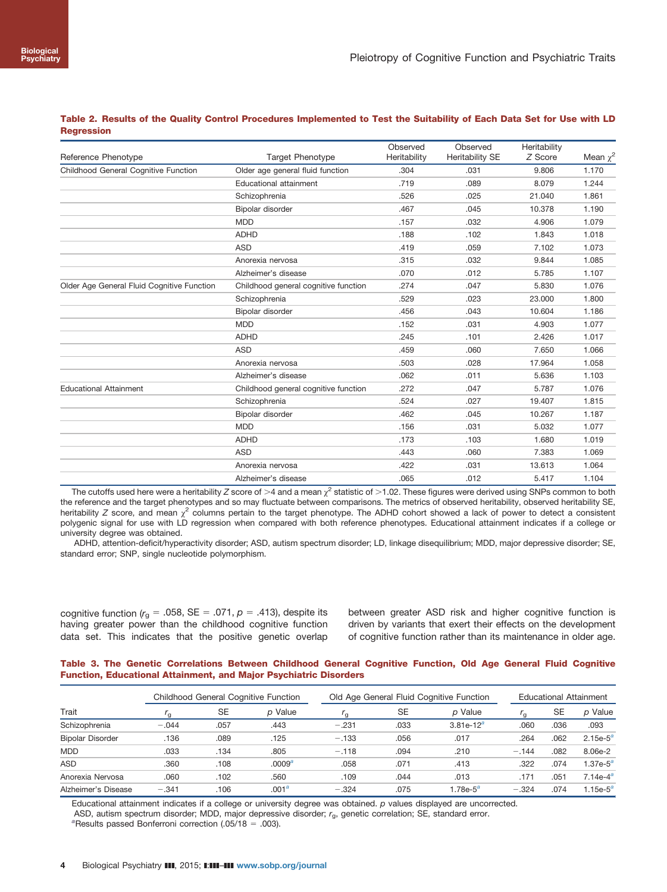**Table 2. Results of the Quality Control Procedures Implemented to Test the Suitability of Each Data Set for Use with LD Regression**

| Reference Phenotype | Target Phenotype | Observed Heritability | Observed Heritability SE | Heritability $Z$ Score | Mean $\chi^2$ |
|---|---|---|---|---|---|
| Childhood General Cognitive Function | Older age general fluid function | .304 | .031 | 9.806 | 1.170 |
| | Educational attainment | .719 | .089 | 8.079 | 1.244 |
| | Schizophrenia | .526 | .025 | 21.040 | 1.861 |
| | Bipolar disorder | .467 | .045 | 10.378 | 1.190 |
| | MDD | .157 | .032 | 4.906 | 1.079 |
| | ADHD | .188 | .102 | 1.843 | 1.018 |
| | ASD | .419 | .059 | 7.102 | 1.073 |
| | Anorexia nervosa | .315 | .032 | 9.844 | 1.085 |
| | Alzheimer's disease | .070 | .012 | 5.785 | 1.107 |
| Older Age General Fluid Cognitive Function | Childhood general cognitive function | .274 | .047 | 5.830 | 1.076 |
| | Schizophrenia | .529 | .023 | 23.000 | 1.800 |
| | Bipolar disorder | .456 | .043 | 10.604 | 1.186 |
| | MDD | .152 | .031 | 4.903 | 1.077 |
| | ADHD | .245 | .101 | 2.426 | 1.017 |
| | ASD | .459 | .060 | 7.650 | 1.066 |
| | Anorexia nervosa | .503 | .028 | 17.964 | 1.058 |
| | Alzheimer's disease | .062 | .011 | 5.636 | 1.103 |
| Educational Attainment | Childhood general cognitive function | .272 | .047 | 5.787 | 1.076 |
| | Schizophrenia | .524 | .027 | 19.407 | 1.815 |
| | Bipolar disorder | .462 | .045 | 10.267 | 1.187 |
| | MDD | .156 | .031 | 5.032 | 1.077 |
| | ADHD | .173 | .103 | 1.680 | 1.019 |
| | ASD | .443 | .060 | 7.383 | 1.069 |
| | Anorexia nervosa | .422 | .031 | 13.613 | 1.064 |
| | Alzheimer's disease | .065 | .012 | 5.417 | 1.104 |

The cutoffs used here were a heritability $Z$ score of $>4$ and a mean $\chi^2$ statistic of $>1.02$. These figures were derived using SNPs common to both the reference and the target phenotypes and so may fluctuate between comparisons. The metrics of observed heritability, observed heritability SE, heritability $Z$ score, and mean $\chi^2$ columns pertain to the target phenotype. The ADHD cohort showed a lack of power to detect a consistent polygenic signal for use with LD regression when compared with both reference phenotypes. Educational attainment indicates if a college or university degree was obtained.

ADHD, attention-deficit/hyperactivity disorder; ASD, autism spectrum disorder; LD, linkage disequilibrium; MDD, major depressive disorder; SE, standard error; SNP, single nucleotide polymorphism.

cognitive function ($r_g$ = .058, SE = .071, $p$ = .413), despite its having greater power than the childhood cognitive function data set. This indicates that the positive genetic overlap between greater ASD risk and higher cognitive function is driven by variants that exert their effects on the development of cognitive function rather than its maintenance in older age.

**Table 3. The Genetic Correlations Between Childhood General Cognitive Function, Old Age General Fluid Cognitive Function, Educational Attainment, and Major Psychiatric Disorders**

| | Childhood General Cognitive Function | | | Old Age General Fluid Cognitive Function | | | Educational Attainment | | |
|---|---|---|---|---|---|---|---|---|---|
| Trait | $r_g$ | SE | $p$ Value | $r_g$ | SE | $p$ Value | $r_g$ | SE | $p$ Value |
| Schizophrenia | −.044 | .057 | .443 | −.231 | .033 | 3.81e-12[a] | .060 | .036 | .093 |
| Bipolar Disorder | .136 | .089 | .125 | −.133 | .056 | .017 | .264 | .062 | 2.15e-5[a] |
| MDD | .033 | .134 | .805 | −.118 | .094 | .210 | −.144 | .082 | 8.06e-2 |
| ASD | .360 | .108 | .0009[a] | .058 | .071 | .413 | .322 | .074 | 1.37e-5[a] |
| Anorexia Nervosa | .060 | .102 | .560 | .109 | .044 | .013 | .171 | .051 | 7.14e-4[a] |
| Alzheimer's Disease | −.341 | .106 | .001[a] | −.324 | .075 | 1.78e-5[a] | −.324 | .074 | 1.15e-5[a] |

Educational attainment indicates if a college or university degree was obtained. $p$ values displayed are uncorrected.

ASD, autism spectrum disorder; MDD, major depressive disorder; $r_g$, genetic correlation; SE, standard error.

[a]Results passed Bonferroni correction (.05/18 = .003).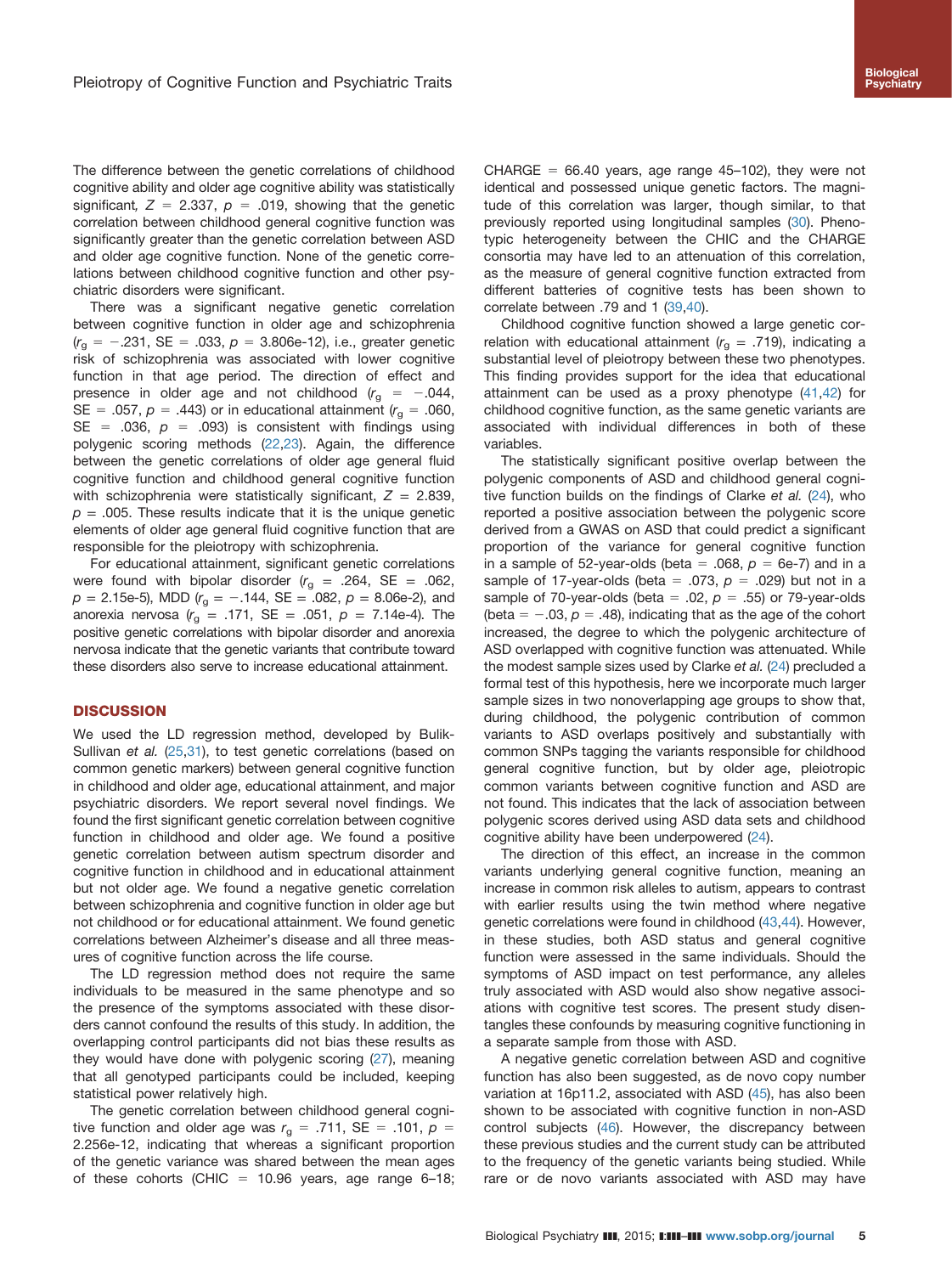The difference between the genetic correlations of childhood cognitive ability and older age cognitive ability was statistically significant, $Z = 2.337$, $p = .019$, showing that the genetic correlation between childhood general cognitive function was significantly greater than the genetic correlation between ASD and older age cognitive function. None of the genetic correlations between childhood cognitive function and other psychiatric disorders were significant.

There was a significant negative genetic correlation between cognitive function in older age and schizophrenia ($r_g = -.231$, SE = .033, $p$ = 3.806e-12), i.e., greater genetic risk of schizophrenia was associated with lower cognitive function in that age period. The direction of effect and presence in older age and not childhood ($r_g = -.044$, SE = .057, $p = .443$) or in educational attainment ($r_g = .060$, SE = .036, $p = .093$) is consistent with findings using polygenic scoring methods (22,23). Again, the difference between the genetic correlations of older age general fluid cognitive function and childhood general cognitive function with schizophrenia were statistically significant, $Z = 2.839$, $p = .005$. These results indicate that it is the unique genetic elements of older age general fluid cognitive function that are responsible for the pleiotropy with schizophrenia.

For educational attainment, significant genetic correlations were found with bipolar disorder ($r_g = .264$, SE = .062, $p$ = 2.15e-5), MDD ($r_g = -.144$, SE = .082, $p$ = 8.06e-2), and anorexia nervosa ($r_g = .171$, SE = .051, $p$ = 7.14e-4). The positive genetic correlations with bipolar disorder and anorexia nervosa indicate that the genetic variants that contribute toward these disorders also serve to increase educational attainment.

## DISCUSSION

We used the LD regression method, developed by Bulik-Sullivan *et al.* (25,31), to test genetic correlations (based on common genetic markers) between general cognitive function in childhood and older age, educational attainment, and major psychiatric disorders. We report several novel findings. We found the first significant genetic correlation between cognitive function in childhood and older age. We found a positive genetic correlation between autism spectrum disorder and cognitive function in childhood and in educational attainment but not older age. We found a negative genetic correlation between schizophrenia and cognitive function in older age but not childhood or for educational attainment. We found genetic correlations between Alzheimer's disease and all three measures of cognitive function across the life course.

The LD regression method does not require the same individuals to be measured in the same phenotype and so the presence of the symptoms associated with these disorders cannot confound the results of this study. In addition, the overlapping control participants did not bias these results as they would have done with polygenic scoring (27), meaning that all genotyped participants could be included, keeping statistical power relatively high.

The genetic correlation between childhood general cognitive function and older age was $r_g = .711$, SE = .101, $p$ = 2.256e-12, indicating that whereas a significant proportion of the genetic variance was shared between the mean ages of these cohorts (CHIC = 10.96 years, age range 6–18; CHARGE = 66.40 years, age range 45–102), they were not identical and possessed unique genetic factors. The magnitude of this correlation was larger, though similar, to that previously reported using longitudinal samples (30). Phenotypic heterogeneity between the CHIC and the CHARGE consortia may have led to an attenuation of this correlation, as the measure of general cognitive function extracted from different batteries of cognitive tests has been shown to correlate between .79 and 1 (39,40).

Childhood cognitive function showed a large genetic correlation with educational attainment ($r_g = .719$), indicating a substantial level of pleiotropy between these two phenotypes. This finding provides support for the idea that educational attainment can be used as a proxy phenotype (41,42) for childhood cognitive function, as the same genetic variants are associated with individual differences in both of these variables.

The statistically significant positive overlap between the polygenic components of ASD and childhood general cognitive function builds on the findings of Clarke *et al.* (24), who reported a positive association between the polygenic score derived from a GWAS on ASD that could predict a significant proportion of the variance for general cognitive function in a sample of 52-year-olds (beta = .068, $p$ = 6e-7) and in a sample of 17-year-olds (beta = .073, $p = .029$) but not in a sample of 70-year-olds (beta = .02, $p = .55$) or 79-year-olds (beta = $-.03$, $p = .48$), indicating that as the age of the cohort increased, the degree to which the polygenic architecture of ASD overlapped with cognitive function was attenuated. While the modest sample sizes used by Clarke *et al.* (24) precluded a formal test of this hypothesis, here we incorporate much larger sample sizes in two nonoverlapping age groups to show that, during childhood, the polygenic contribution of common variants to ASD overlaps positively and substantially with common SNPs tagging the variants responsible for childhood general cognitive function, but by older age, pleiotropic common variants between cognitive function and ASD are not found. This indicates that the lack of association between polygenic scores derived using ASD data sets and childhood cognitive ability have been underpowered (24).

The direction of this effect, an increase in the common variants underlying general cognitive function, meaning an increase in common risk alleles to autism, appears to contrast with earlier results using the twin method where negative genetic correlations were found in childhood (43,44). However, in these studies, both ASD status and general cognitive function were assessed in the same individuals. Should the symptoms of ASD impact on test performance, any alleles truly associated with ASD would also show negative associations with cognitive test scores. The present study disentangles these confounds by measuring cognitive functioning in a separate sample from those with ASD.

A negative genetic correlation between ASD and cognitive function has also been suggested, as de novo copy number variation at 16p11.2, associated with ASD (45), has also been shown to be associated with cognitive function in non-ASD control subjects (46). However, the discrepancy between these previous studies and the current study can be attributed to the frequency of the genetic variants being studied. While rare or de novo variants associated with ASD may have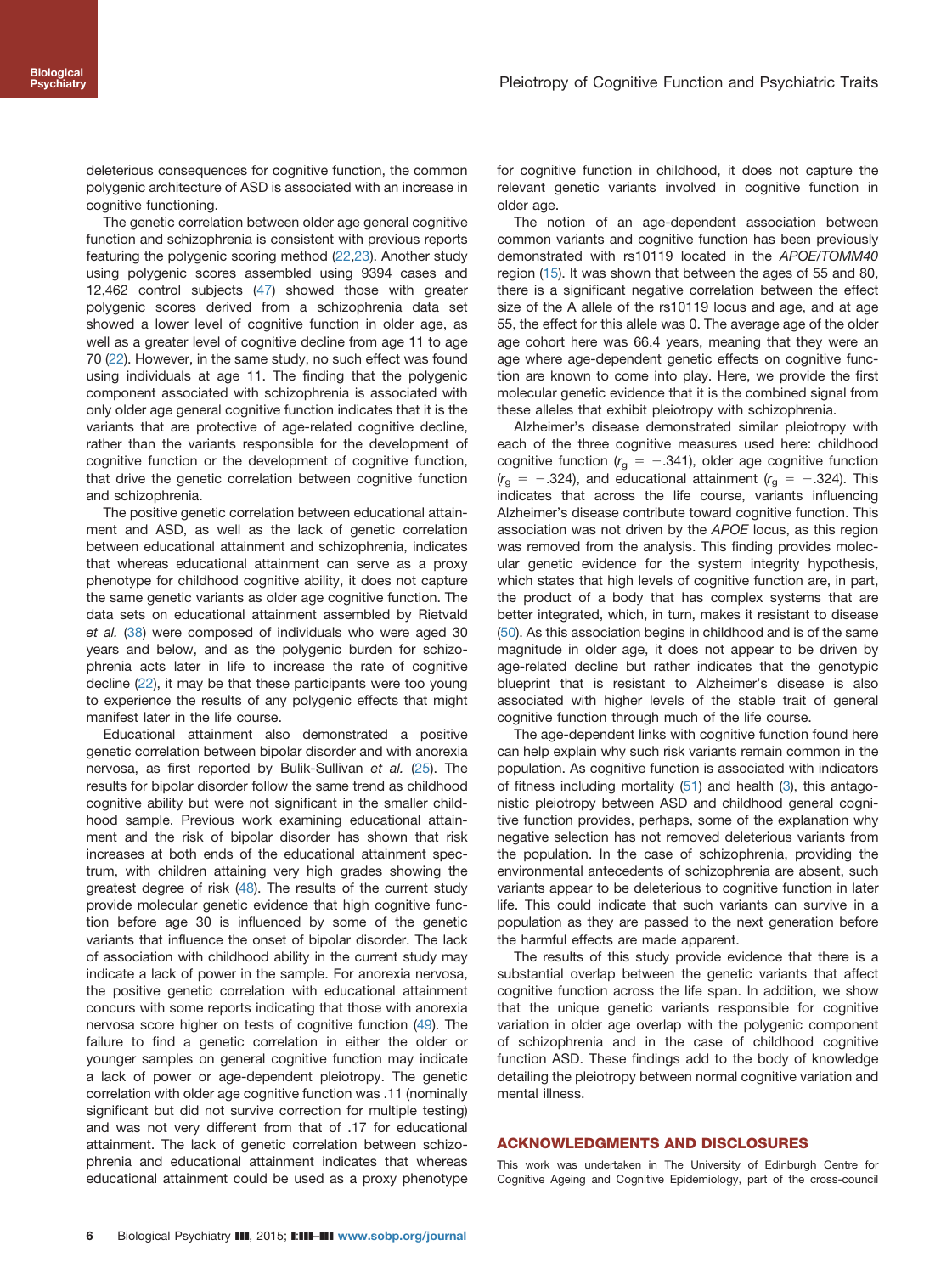deleterious consequences for cognitive function, the common polygenic architecture of ASD is associated with an increase in cognitive functioning.

The genetic correlation between older age general cognitive function and schizophrenia is consistent with previous reports featuring the polygenic scoring method (22,23). Another study using polygenic scores assembled using 9394 cases and 12,462 control subjects (47) showed those with greater polygenic scores derived from a schizophrenia data set showed a lower level of cognitive function in older age, as well as a greater level of cognitive decline from age 11 to age 70 (22). However, in the same study, no such effect was found using individuals at age 11. The finding that the polygenic component associated with schizophrenia is associated with only older age general cognitive function indicates that it is the variants that are protective of age-related cognitive decline, rather than the variants responsible for the development of cognitive function or the development of cognitive function, that drive the genetic correlation between cognitive function and schizophrenia.

The positive genetic correlation between educational attainment and ASD, as well as the lack of genetic correlation between educational attainment and schizophrenia, indicates that whereas educational attainment can serve as a proxy phenotype for childhood cognitive ability, it does not capture the same genetic variants as older age cognitive function. The data sets on educational attainment assembled by Rietvald *et al.* (38) were composed of individuals who were aged 30 years and below, and as the polygenic burden for schizophrenia acts later in life to increase the rate of cognitive decline (22), it may be that these participants were too young to experience the results of any polygenic effects that might manifest later in the life course.

Educational attainment also demonstrated a positive genetic correlation between bipolar disorder and with anorexia nervosa, as first reported by Bulik-Sullivan *et al.* (25). The results for bipolar disorder follow the same trend as childhood cognitive ability but were not significant in the smaller childhood sample. Previous work examining educational attainment and the risk of bipolar disorder has shown that risk increases at both ends of the educational attainment spectrum, with children attaining very high grades showing the greatest degree of risk (48). The results of the current study provide molecular genetic evidence that high cognitive function before age 30 is influenced by some of the genetic variants that influence the onset of bipolar disorder. The lack of association with childhood ability in the current study may indicate a lack of power in the sample. For anorexia nervosa, the positive genetic correlation with educational attainment concurs with some reports indicating that those with anorexia nervosa score higher on tests of cognitive function (49). The failure to find a genetic correlation in either the older or younger samples on general cognitive function may indicate a lack of power or age-dependent pleiotropy. The genetic correlation with older age cognitive function was .11 (nominally significant but did not survive correction for multiple testing) and was not very different from that of .17 for educational attainment. The lack of genetic correlation between schizophrenia and educational attainment indicates that whereas educational attainment could be used as a proxy phenotype for cognitive function in childhood, it does not capture the relevant genetic variants involved in cognitive function in older age.

The notion of an age-dependent association between common variants and cognitive function has been previously demonstrated with rs10119 located in the *APOE/TOMM40* region (15). It was shown that between the ages of 55 and 80, there is a significant negative correlation between the effect size of the A allele of the rs10119 locus and age, and at age 55, the effect for this allele was 0. The average age of the older age cohort here was 66.4 years, meaning that they were an age where age-dependent genetic effects on cognitive function are known to come into play. Here, we provide the first molecular genetic evidence that it is the combined signal from these alleles that exhibit pleiotropy with schizophrenia.

Alzheimer's disease demonstrated similar pleiotropy with each of the three cognitive measures used here: childhood cognitive function ($r_g = -.341$), older age cognitive function ($r_g = -.324$), and educational attainment ($r_g = -.324$). This indicates that across the life course, variants influencing Alzheimer's disease contribute toward cognitive function. This association was not driven by the *APOE* locus, as this region was removed from the analysis. This finding provides molecular genetic evidence for the system integrity hypothesis, which states that high levels of cognitive function are, in part, the product of a body that has complex systems that are better integrated, which, in turn, makes it resistant to disease (50). As this association begins in childhood and is of the same magnitude in older age, it does not appear to be driven by age-related decline but rather indicates that the genotypic blueprint that is resistant to Alzheimer's disease is also associated with higher levels of the stable trait of general cognitive function through much of the life course.

The age-dependent links with cognitive function found here can help explain why such risk variants remain common in the population. As cognitive function is associated with indicators of fitness including mortality (51) and health (3), this antagonistic pleiotropy between ASD and childhood general cognitive function provides, perhaps, some of the explanation why negative selection has not removed deleterious variants from the population. In the case of schizophrenia, providing the environmental antecedents of schizophrenia are absent, such variants appear to be deleterious to cognitive function in later life. This could indicate that such variants can survive in a population as they are passed to the next generation before the harmful effects are made apparent.

The results of this study provide evidence that there is a substantial overlap between the genetic variants that affect cognitive function across the life span. In addition, we show that the unique genetic variants responsible for cognitive variation in older age overlap with the polygenic component of schizophrenia and in the case of childhood cognitive function ASD. These findings add to the body of knowledge detailing the pleiotropy between normal cognitive variation and mental illness.

## ACKNOWLEDGMENTS AND DISCLOSURES

This work was undertaken in The University of Edinburgh Centre for Cognitive Ageing and Cognitive Epidemiology, part of the cross-council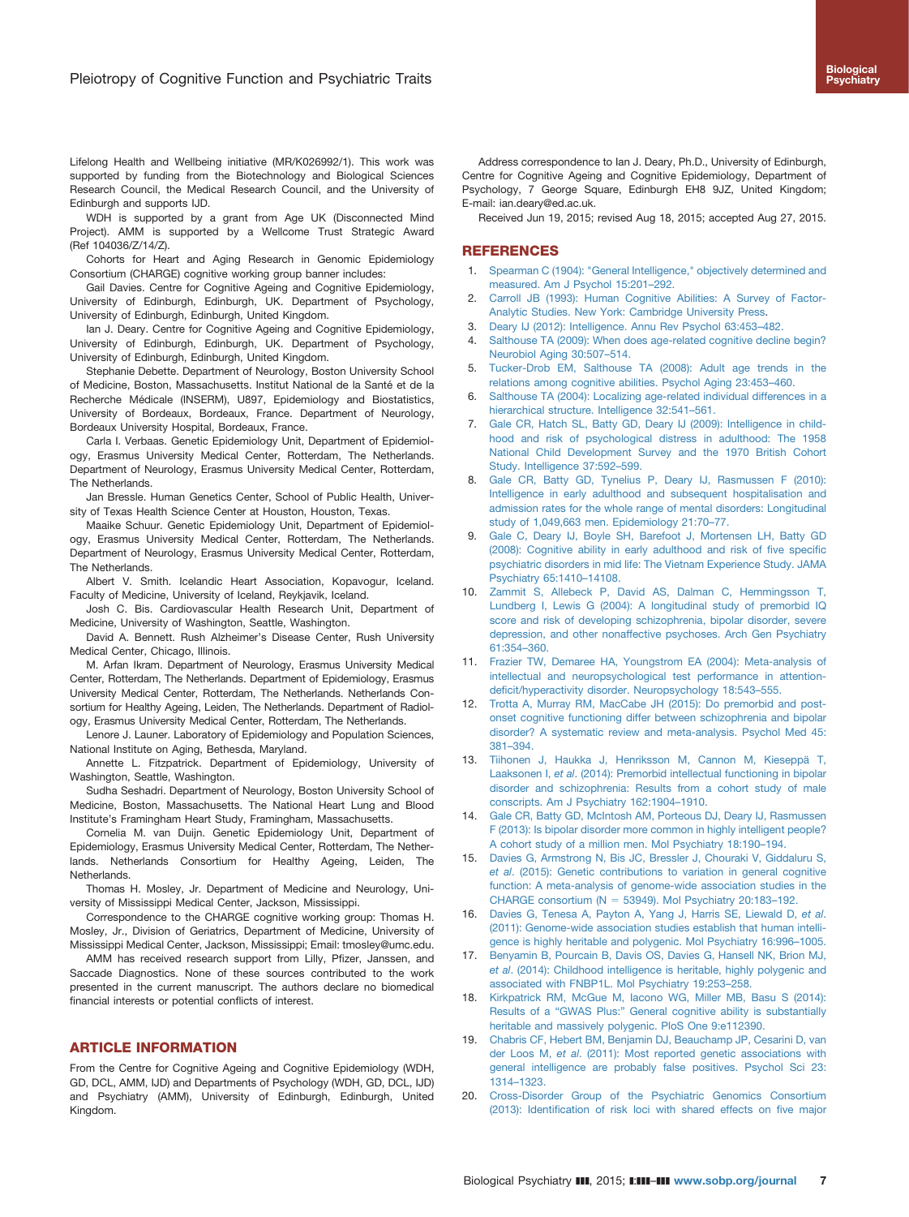Lifelong Health and Wellbeing initiative (MR/K026992/1). This work was supported by funding from the Biotechnology and Biological Sciences Research Council, the Medical Research Council, and the University of Edinburgh and supports IJD.

WDH is supported by a grant from Age UK (Disconnected Mind Project). AMM is supported by a Wellcome Trust Strategic Award (Ref 104036/Z/14/Z).

Cohorts for Heart and Aging Research in Genomic Epidemiology Consortium (CHARGE) cognitive working group banner includes:

Gail Davies. Centre for Cognitive Ageing and Cognitive Epidemiology, University of Edinburgh, Edinburgh, UK. Department of Psychology, University of Edinburgh, Edinburgh, United Kingdom.

Ian J. Deary. Centre for Cognitive Ageing and Cognitive Epidemiology, University of Edinburgh, Edinburgh, UK. Department of Psychology, University of Edinburgh, Edinburgh, United Kingdom.

Stephanie Debette. Department of Neurology, Boston University School of Medicine, Boston, Massachusetts. Institut National de la Santé et de la Recherche Médicale (INSERM), U897, Epidemiology and Biostatistics, University of Bordeaux, Bordeaux, France. Department of Neurology, Bordeaux University Hospital, Bordeaux, France.

Carla I. Verbaas. Genetic Epidemiology Unit, Department of Epidemiology, Erasmus University Medical Center, Rotterdam, The Netherlands. Department of Neurology, Erasmus University Medical Center, Rotterdam, The Netherlands.

Jan Bressle. Human Genetics Center, School of Public Health, University of Texas Health Science Center at Houston, Houston, Texas.

Maaike Schuur. Genetic Epidemiology Unit, Department of Epidemiology, Erasmus University Medical Center, Rotterdam, The Netherlands. Department of Neurology, Erasmus University Medical Center, Rotterdam, The Netherlands.

Albert V. Smith. Icelandic Heart Association, Kopavogur, Iceland. Faculty of Medicine, University of Iceland, Reykjavik, Iceland.

Josh C. Bis. Cardiovascular Health Research Unit, Department of Medicine, University of Washington, Seattle, Washington.

David A. Bennett. Rush Alzheimer's Disease Center, Rush University Medical Center, Chicago, Illinois.

M. Arfan Ikram. Department of Neurology, Erasmus University Medical Center, Rotterdam, The Netherlands. Department of Epidemiology, Erasmus University Medical Center, Rotterdam, The Netherlands. Netherlands Consortium for Healthy Ageing, Leiden, The Netherlands. Department of Radiology, Erasmus University Medical Center, Rotterdam, The Netherlands.

Lenore J. Launer. Laboratory of Epidemiology and Population Sciences, National Institute on Aging, Bethesda, Maryland.

Annette L. Fitzpatrick. Department of Epidemiology, University of Washington, Seattle, Washington.

Sudha Seshadri. Department of Neurology, Boston University School of Medicine, Boston, Massachusetts. The National Heart Lung and Blood Institute's Framingham Heart Study, Framingham, Massachusetts.

Cornelia M. van Duijn. Genetic Epidemiology Unit, Department of Epidemiology, Erasmus University Medical Center, Rotterdam, The Netherlands. Netherlands Consortium for Healthy Ageing, Leiden, The Netherlands.

Thomas H. Mosley, Jr. Department of Medicine and Neurology, University of Mississippi Medical Center, Jackson, Mississippi.

Correspondence to the CHARGE cognitive working group: Thomas H. Mosley, Jr., Division of Geriatrics, Department of Medicine, University of Mississippi Medical Center, Jackson, Mississippi; Email: tmosley@umc.edu.

AMM has received research support from Lilly, Pfizer, Janssen, and Saccade Diagnostics. None of these sources contributed to the work presented in the current manuscript. The authors declare no biomedical financial interests or potential conflicts of interest.

## ARTICLE INFORMATION

From the Centre for Cognitive Ageing and Cognitive Epidemiology (WDH, GD, DCL, AMM, IJD) and Departments of Psychology (WDH, GD, DCL, IJD) and Psychiatry (AMM), University of Edinburgh, Edinburgh, United Kingdom.

Address correspondence to Ian J. Deary, Ph.D., University of Edinburgh, Centre for Cognitive Ageing and Cognitive Epidemiology, Department of Psychology, 7 George Square, Edinburgh EH8 9JZ, United Kingdom; E-mail: ian.deary@ed.ac.uk.

Received Jun 19, 2015; revised Aug 18, 2015; accepted Aug 27, 2015.

## REFERENCES

1. Spearman C (1904): "General Intelligence," objectively determined and measured. Am J Psychol 15:201–292.
2. Carroll JB (1993): Human Cognitive Abilities: A Survey of Factor-Analytic Studies. New York: Cambridge University Press.
3. Deary IJ (2012): Intelligence. Annu Rev Psychol 63:453–482.
4. Salthouse TA (2009): When does age-related cognitive decline begin? Neurobiol Aging 30:507–514.
5. Tucker-Drob EM, Salthouse TA (2008): Adult age trends in the relations among cognitive abilities. Psychol Aging 23:453–460.
6. Salthouse TA (2004): Localizing age-related individual differences in a hierarchical structure. Intelligence 32:541–561.
7. Gale CR, Hatch SL, Batty GD, Deary IJ (2009): Intelligence in childhood and risk of psychological distress in adulthood: The 1958 National Child Development Survey and the 1970 British Cohort Study. Intelligence 37:592–599.
8. Gale CR, Batty GD, Tynelius P, Deary IJ, Rasmussen F (2010): Intelligence in early adulthood and subsequent hospitalisation and admission rates for the whole range of mental disorders: Longitudinal study of 1,049,663 men. Epidemiology 21:70–77.
9. Gale C, Deary IJ, Boyle SH, Barefoot J, Mortensen LH, Batty GD (2008): Cognitive ability in early adulthood and risk of five specific psychiatric disorders in mid life: The Vietnam Experience Study. JAMA Psychiatry 65:1410–14108.
10. Zammit S, Allebeck P, David AS, Dalman C, Hemmingsson T, Lundberg I, Lewis G (2004): A longitudinal study of premorbid IQ score and risk of developing schizophrenia, bipolar disorder, severe depression, and other nonaffective psychoses. Arch Gen Psychiatry 61:354–360.
11. Frazier TW, Demaree HA, Youngstrom EA (2004): Meta-analysis of intellectual and neuropsychological test performance in attention-deficit/hyperactivity disorder. Neuropsychology 18:543–555.
12. Trotta A, Murray RM, MacCabe JH (2015): Do premorbid and post-onset cognitive functioning differ between schizophrenia and bipolar disorder? A systematic review and meta-analysis. Psychol Med 45: 381–394.
13. Tiihonen J, Haukka J, Henriksson M, Cannon M, Kieseppä T, Laaksonen I, *et al*. (2014): Premorbid intellectual functioning in bipolar disorder and schizophrenia: Results from a cohort study of male conscripts. Am J Psychiatry 162:1904–1910.
14. Gale CR, Batty GD, McIntosh AM, Porteous DJ, Deary IJ, Rasmussen F (2013): Is bipolar disorder more common in highly intelligent people? A cohort study of a million men. Mol Psychiatry 18:190–194.
15. Davies G, Armstrong N, Bis JC, Bressler J, Chouraki V, Giddaluru S, *et al*. (2015): Genetic contributions to variation in general cognitive function: A meta-analysis of genome-wide association studies in the CHARGE consortium (N = 53949). Mol Psychiatry 20:183–192.
16. Davies G, Tenesa A, Payton A, Yang J, Harris SE, Liewald D, *et al*. (2011): Genome-wide association studies establish that human intelligence is highly heritable and polygenic. Mol Psychiatry 16:996–1005.
17. Benyamin B, Pourcain B, Davis OS, Davies G, Hansell NK, Brion MJ, *et al*. (2014): Childhood intelligence is heritable, highly polygenic and associated with FNBP1L. Mol Psychiatry 19:253–258.
18. Kirkpatrick RM, McGue M, Iacono WG, Miller MB, Basu S (2014): Results of a "GWAS Plus:" General cognitive ability is substantially heritable and massively polygenic. PloS One 9:e112390.
19. Chabris CF, Hebert BM, Benjamin DJ, Beauchamp JP, Cesarini D, van der Loos M, *et al*. (2011): Most reported genetic associations with general intelligence are probably false positives. Psychol Sci 23: 1314–1323.
20. Cross-Disorder Group of the Psychiatric Genomics Consortium (2013): Identification of risk loci with shared effects on five major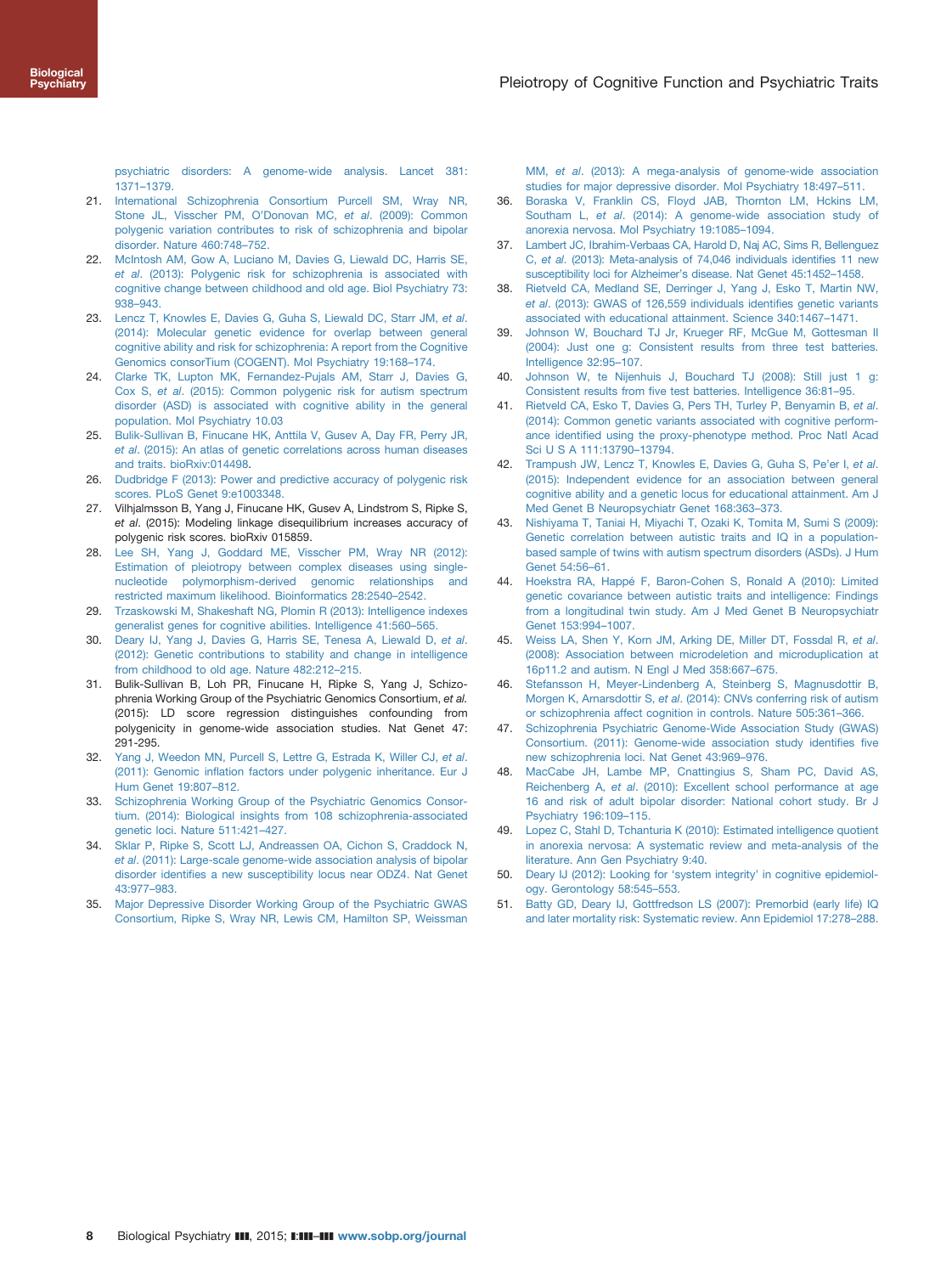psychiatric disorders: A genome-wide analysis. Lancet 381: 1371–1379.

21. International Schizophrenia Consortium Purcell SM, Wray NR, Stone JL, Visscher PM, O'Donovan MC, *et al*. (2009): Common polygenic variation contributes to risk of schizophrenia and bipolar disorder. Nature 460:748–752.
22. McIntosh AM, Gow A, Luciano M, Davies G, Liewald DC, Harris SE, *et al*. (2013): Polygenic risk for schizophrenia is associated with cognitive change between childhood and old age. Biol Psychiatry 73: 938–943.
23. Lencz T, Knowles E, Davies G, Guha S, Liewald DC, Starr JM, *et al*. (2014): Molecular genetic evidence for overlap between general cognitive ability and risk for schizophrenia: A report from the Cognitive Genomics consorTium (COGENT). Mol Psychiatry 19:168–174.
24. Clarke TK, Lupton MK, Fernandez-Pujals AM, Starr J, Davies G, Cox S, *et al*. (2015): Common polygenic risk for autism spectrum disorder (ASD) is associated with cognitive ability in the general population. Mol Psychiatry 10.03
25. Bulik-Sullivan B, Finucane HK, Anttila V, Gusev A, Day FR, Perry JR, *et al*. (2015): An atlas of genetic correlations across human diseases and traits. bioRxiv:014498.
26. Dudbridge F (2013): Power and predictive accuracy of polygenic risk scores. PLoS Genet 9:e1003348.
27. Vilhjalmsson B, Yang J, Finucane HK, Gusev A, Lindstrom S, Ripke S, *et al*. (2015): Modeling linkage disequilibrium increases accuracy of polygenic risk scores. bioRxiv 015859.
28. Lee SH, Yang J, Goddard ME, Visscher PM, Wray NR (2012): Estimation of pleiotropy between complex diseases using single-nucleotide polymorphism-derived genomic relationships and restricted maximum likelihood. Bioinformatics 28:2540–2542.
29. Trzaskowski M, Shakeshaft NG, Plomin R (2013): Intelligence indexes generalist genes for cognitive abilities. Intelligence 41:560–565.
30. Deary IJ, Yang J, Davies G, Harris SE, Tenesa A, Liewald D, *et al*. (2012): Genetic contributions to stability and change in intelligence from childhood to old age. Nature 482:212–215.
31. Bulik-Sullivan B, Loh PR, Finucane H, Ripke S, Yang J, Schizophrenia Working Group of the Psychiatric Genomics Consortium, *et al.* (2015): LD score regression distinguishes confounding from polygenicity in genome-wide association studies. Nat Genet 47: 291-295.
32. Yang J, Weedon MN, Purcell S, Lettre G, Estrada K, Willer CJ, *et al*. (2011): Genomic inflation factors under polygenic inheritance. Eur J Hum Genet 19:807–812.
33. Schizophrenia Working Group of the Psychiatric Genomics Consortium. (2014): Biological insights from 108 schizophrenia-associated genetic loci. Nature 511:421–427.
34. Sklar P, Ripke S, Scott LJ, Andreassen OA, Cichon S, Craddock N, *et al*. (2011): Large-scale genome-wide association analysis of bipolar disorder identifies a new susceptibility locus near ODZ4. Nat Genet 43:977–983.
35. Major Depressive Disorder Working Group of the Psychiatric GWAS Consortium, Ripke S, Wray NR, Lewis CM, Hamilton SP, Weissman MM, *et al*. (2013): A mega-analysis of genome-wide association studies for major depressive disorder. Mol Psychiatry 18:497–511.
36. Boraska V, Franklin CS, Floyd JAB, Thornton LM, Hckins LM, Southam L, *et al*. (2014): A genome-wide association study of anorexia nervosa. Mol Psychiatry 19:1085–1094.
37. Lambert JC, Ibrahim-Verbaas CA, Harold D, Naj AC, Sims R, Bellenguez C, *et al*. (2013): Meta-analysis of 74,046 individuals identifies 11 new susceptibility loci for Alzheimer's disease. Nat Genet 45:1452–1458.
38. Rietveld CA, Medland SE, Derringer J, Yang J, Esko T, Martin NW, *et al*. (2013): GWAS of 126,559 individuals identifies genetic variants associated with educational attainment. Science 340:1467–1471.
39. Johnson W, Bouchard TJ Jr, Krueger RF, McGue M, Gottesman II (2004): Just one g: Consistent results from three test batteries. Intelligence 32:95–107.
40. Johnson W, te Nijenhuis J, Bouchard TJ (2008): Still just 1 g: Consistent results from five test batteries. Intelligence 36:81–95.
41. Rietveld CA, Esko T, Davies G, Pers TH, Turley P, Benyamin B, *et al*. (2014): Common genetic variants associated with cognitive performance identified using the proxy-phenotype method. Proc Natl Acad Sci U S A 111:13790–13794.
42. Trampush JW, Lencz T, Knowles E, Davies G, Guha S, Pe'er I, *et al*. (2015): Independent evidence for an association between general cognitive ability and a genetic locus for educational attainment. Am J Med Genet B Neuropsychiatr Genet 168:363–373.
43. Nishiyama T, Taniai H, Miyachi T, Ozaki K, Tomita M, Sumi S (2009): Genetic correlation between autistic traits and IQ in a population-based sample of twins with autism spectrum disorders (ASDs). J Hum Genet 54:56–61.
44. Hoekstra RA, Happé F, Baron-Cohen S, Ronald A (2010): Limited genetic covariance between autistic traits and intelligence: Findings from a longitudinal twin study. Am J Med Genet B Neuropsychiatr Genet 153:994–1007.
45. Weiss LA, Shen Y, Korn JM, Arking DE, Miller DT, Fossdal R, *et al*. (2008): Association between microdeletion and microduplication at 16p11.2 and autism. N Engl J Med 358:667–675.
46. Stefansson H, Meyer-Lindenberg A, Steinberg S, Magnusdottir B, Morgen K, Arnarsdottir S, *et al*. (2014): CNVs conferring risk of autism or schizophrenia affect cognition in controls. Nature 505:361–366.
47. Schizophrenia Psychiatric Genome-Wide Association Study (GWAS) Consortium. (2011): Genome-wide association study identifies five new schizophrenia loci. Nat Genet 43:969–976.
48. MacCabe JH, Lambe MP, Cnattingius S, Sham PC, David AS, Reichenberg A, *et al*. (2010): Excellent school performance at age 16 and risk of adult bipolar disorder: National cohort study. Br J Psychiatry 196:109–115.
49. Lopez C, Stahl D, Tchanturia K (2010): Estimated intelligence quotient in anorexia nervosa: A systematic review and meta-analysis of the literature. Ann Gen Psychiatry 9:40.
50. Deary IJ (2012): Looking for 'system integrity' in cognitive epidemiology. Gerontology 58:545–553.
51. Batty GD, Deary IJ, Gottfredson LS (2007): Premorbid (early life) IQ and later mortality risk: Systematic review. Ann Epidemiol 17:278–288.